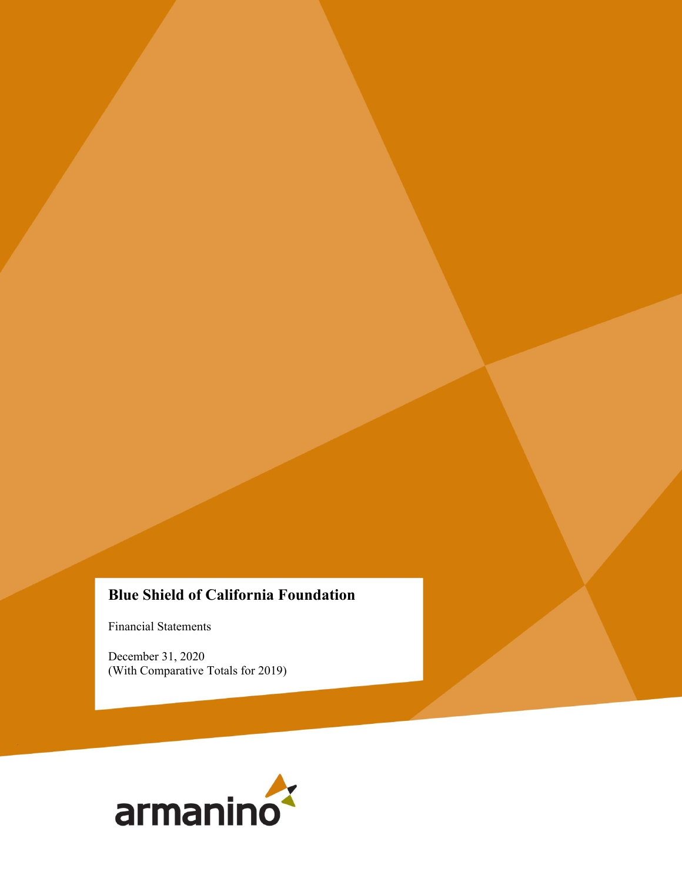# Blue Shield of California Foundation

Financial Statements

December 31, 2020
(With Comparative Totals for 2019)

armanino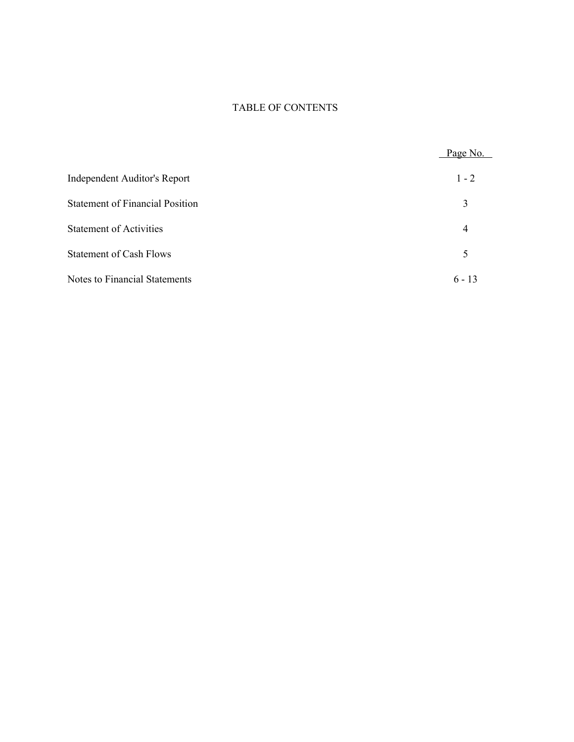# TABLE OF CONTENTS

| | Page No. |
|---|---|
| Independent Auditor's Report | 1 - 2 |
| Statement of Financial Position | 3 |
| Statement of Activities | 4 |
| Statement of Cash Flows | 5 |
| Notes to Financial Statements | 6 - 13 |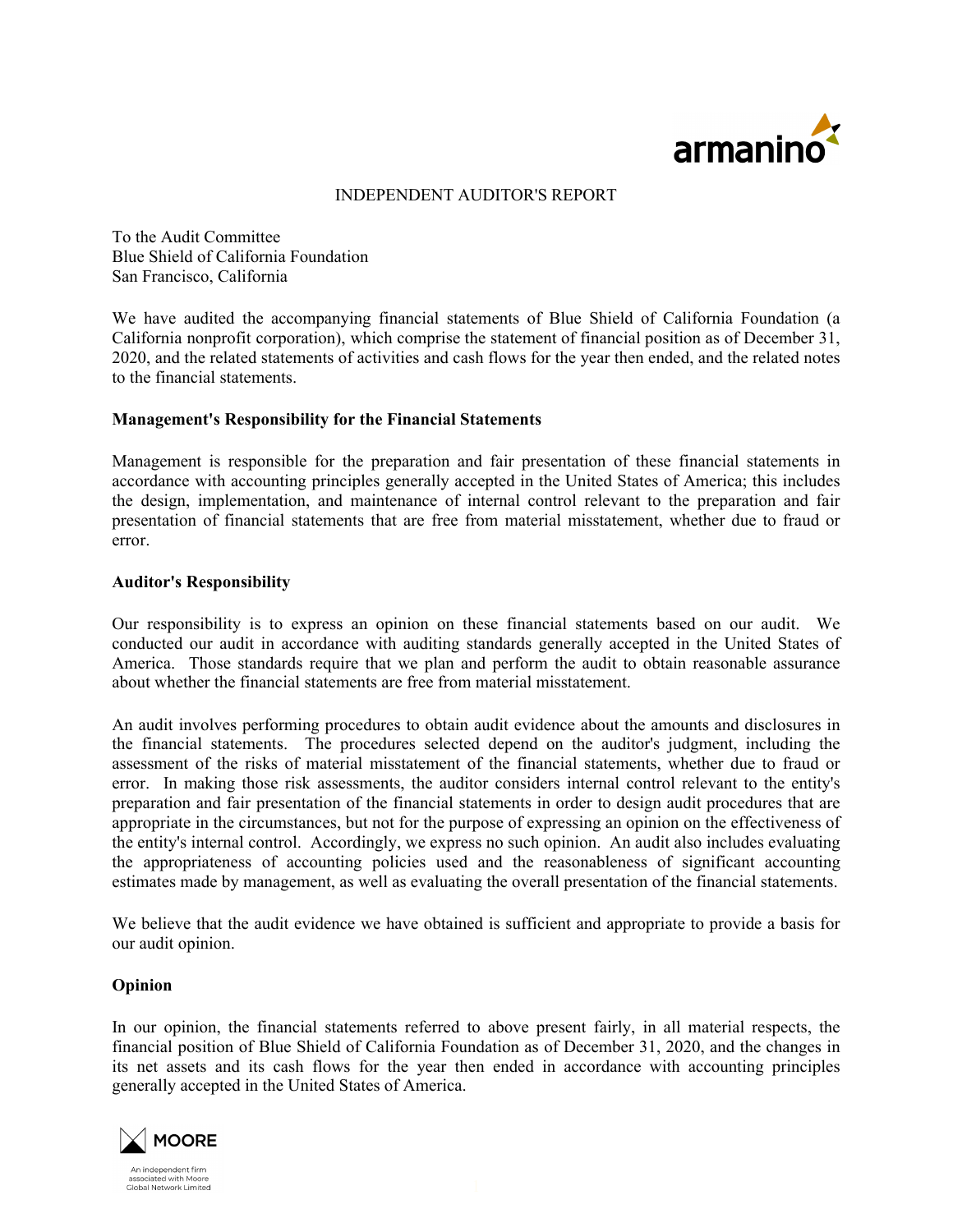# INDEPENDENT AUDITOR'S REPORT

To the Audit Committee
Blue Shield of California Foundation
San Francisco, California

We have audited the accompanying financial statements of Blue Shield of California Foundation (a California nonprofit corporation), which comprise the statement of financial position as of December 31, 2020, and the related statements of activities and cash flows for the year then ended, and the related notes to the financial statements.

**Management's Responsibility for the Financial Statements**

Management is responsible for the preparation and fair presentation of these financial statements in accordance with accounting principles generally accepted in the United States of America; this includes the design, implementation, and maintenance of internal control relevant to the preparation and fair presentation of financial statements that are free from material misstatement, whether due to fraud or error.

**Auditor's Responsibility**

Our responsibility is to express an opinion on these financial statements based on our audit. We conducted our audit in accordance with auditing standards generally accepted in the United States of America. Those standards require that we plan and perform the audit to obtain reasonable assurance about whether the financial statements are free from material misstatement.

An audit involves performing procedures to obtain audit evidence about the amounts and disclosures in the financial statements. The procedures selected depend on the auditor's judgment, including the assessment of the risks of material misstatement of the financial statements, whether due to fraud or error. In making those risk assessments, the auditor considers internal control relevant to the entity's preparation and fair presentation of the financial statements in order to design audit procedures that are appropriate in the circumstances, but not for the purpose of expressing an opinion on the effectiveness of the entity's internal control. Accordingly, we express no such opinion. An audit also includes evaluating the appropriateness of accounting policies used and the reasonableness of significant accounting estimates made by management, as well as evaluating the overall presentation of the financial statements.

We believe that the audit evidence we have obtained is sufficient and appropriate to provide a basis for our audit opinion.

**Opinion**

In our opinion, the financial statements referred to above present fairly, in all material respects, the financial position of Blue Shield of California Foundation as of December 31, 2020, and the changes in its net assets and its cash flows for the year then ended in accordance with accounting principles generally accepted in the United States of America.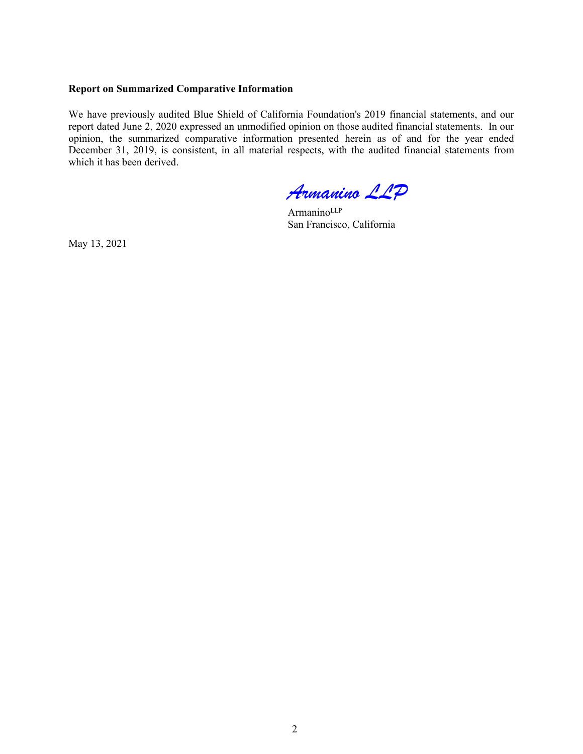**Report on Summarized Comparative Information**

We have previously audited Blue Shield of California Foundation's 2019 financial statements, and our report dated June 2, 2020 expressed an unmodified opinion on those audited financial statements. In our opinion, the summarized comparative information presented herein as of and for the year ended December 31, 2019, is consistent, in all material respects, with the audited financial statements from which it has been derived.

*Armanino LLP*

Armanino[LLP]
San Francisco, California

May 13, 2021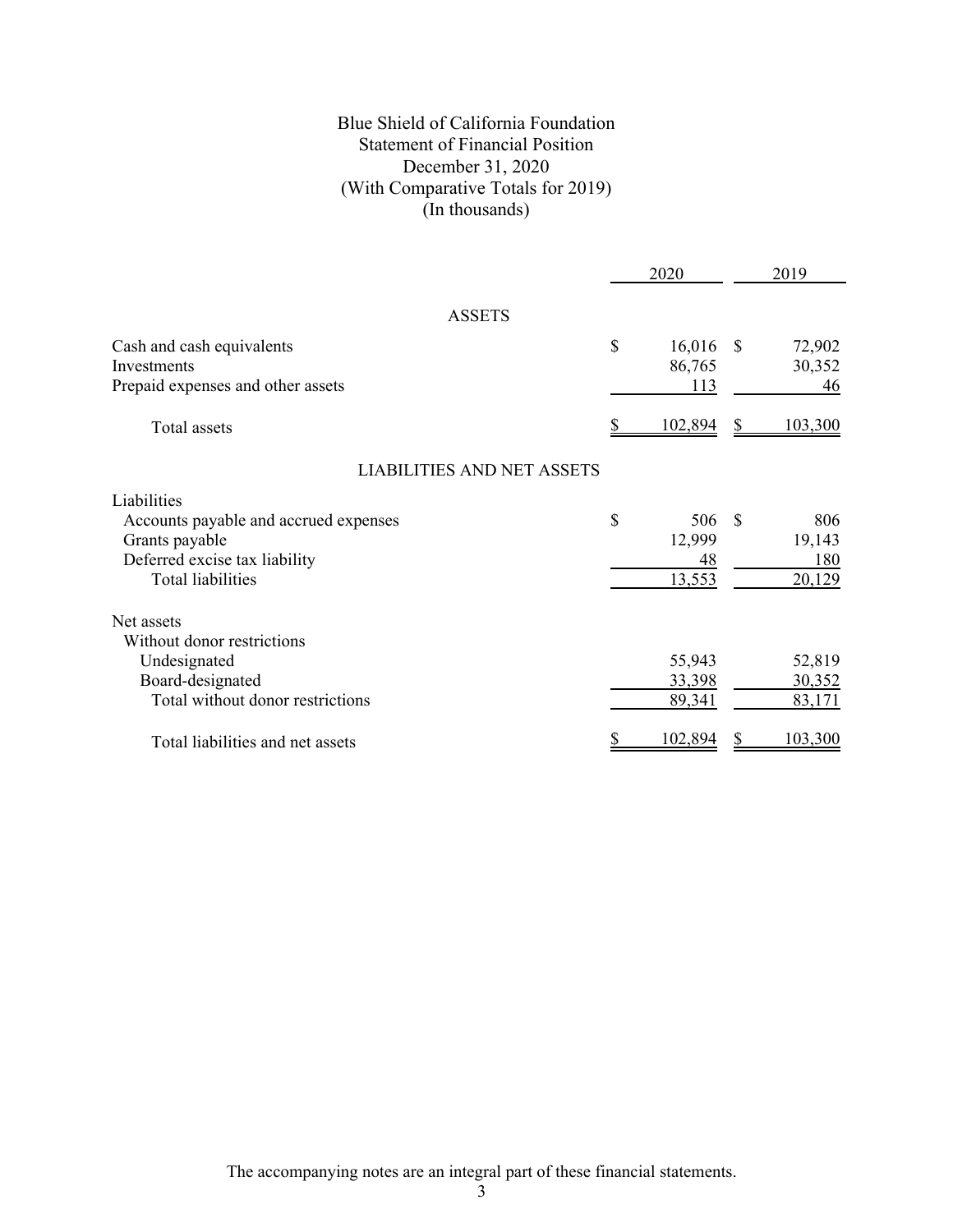# Blue Shield of California Foundation

## Statement of Financial Position

December 31, 2020

(With Comparative Totals for 2019)

(In thousands)

| | 2020 | 2019 |
|---|---|---|
| **ASSETS** | | |
| Cash and cash equivalents | $ 16,016 | $ 72,902 |
| Investments | 86,765 | 30,352 |
| Prepaid expenses and other assets | 113 | 46 |
| Total assets | $ 102,894 | $ 103,300 |
| **LIABILITIES AND NET ASSETS** | | |
| Liabilities | | |
| Accounts payable and accrued expenses | $ 506 | $ 806 |
| Grants payable | 12,999 | 19,143 |
| Deferred excise tax liability | 48 | 180 |
| Total liabilities | 13,553 | 20,129 |
| Net assets | | |
| Without donor restrictions | | |
| Undesignated | 55,943 | 52,819 |
| Board-designated | 33,398 | 30,352 |
| Total without donor restrictions | 89,341 | 83,171 |
| Total liabilities and net assets | $ 102,894 | $ 103,300 |

The accompanying notes are an integral part of these financial statements.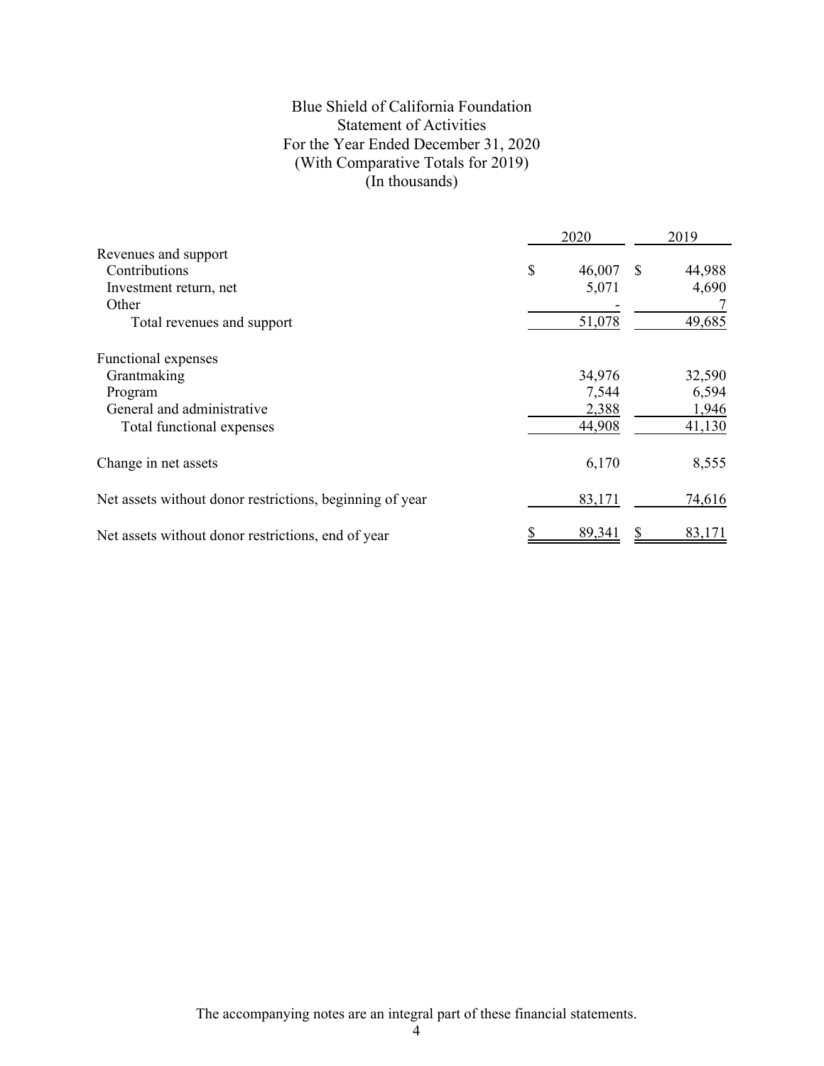# Blue Shield of California Foundation
## Statement of Activities
### For the Year Ended December 31, 2020
### (With Comparative Totals for 2019)
### (In thousands)

| | 2020 | 2019 |
|---|---|---|
| **Revenues and support** | | |
| Contributions | $ 46,007 | $ 44,988 |
| Investment return, net | 5,071 | 4,690 |
| Other | - | 7 |
| Total revenues and support | 51,078 | 49,685 |
| **Functional expenses** | | |
| Grantmaking | 34,976 | 32,590 |
| Program | 7,544 | 6,594 |
| General and administrative | 2,388 | 1,946 |
| Total functional expenses | 44,908 | 41,130 |
| Change in net assets | 6,170 | 8,555 |
| Net assets without donor restrictions, beginning of year | 83,171 | 74,616 |
| Net assets without donor restrictions, end of year | $ 89,341 | $ 83,171 |

The accompanying notes are an integral part of these financial statements.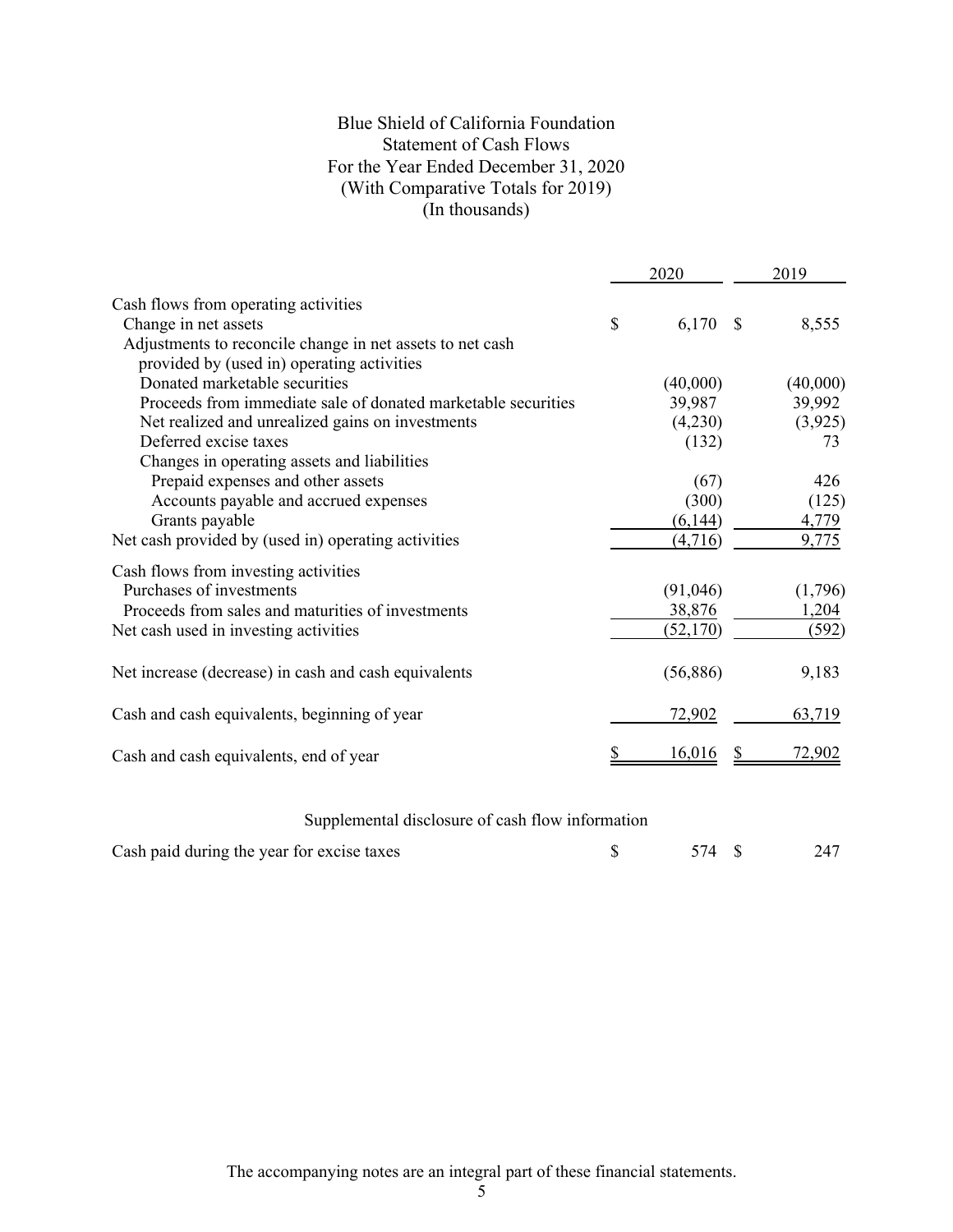# Blue Shield of California Foundation
## Statement of Cash Flows
### For the Year Ended December 31, 2020
### (With Comparative Totals for 2019)
### (In thousands)

| | 2020 | 2019 |
|---|---|---|
| Cash flows from operating activities | | |
| Change in net assets | $ 6,170 | $ 8,555 |
| Adjustments to reconcile change in net assets to net cash provided by (used in) operating activities | | |
| Donated marketable securities | (40,000) | (40,000) |
| Proceeds from immediate sale of donated marketable securities | 39,987 | 39,992 |
| Net realized and unrealized gains on investments | (4,230) | (3,925) |
| Deferred excise taxes | (132) | 73 |
| Changes in operating assets and liabilities | | |
| Prepaid expenses and other assets | (67) | 426 |
| Accounts payable and accrued expenses | (300) | (125) |
| Grants payable | (6,144) | 4,779 |
| Net cash provided by (used in) operating activities | (4,716) | 9,775 |
| Cash flows from investing activities | | |
| Purchases of investments | (91,046) | (1,796) |
| Proceeds from sales and maturities of investments | 38,876 | 1,204 |
| Net cash used in investing activities | (52,170) | (592) |
| Net increase (decrease) in cash and cash equivalents | (56,886) | 9,183 |
| Cash and cash equivalents, beginning of year | 72,902 | 63,719 |
| Cash and cash equivalents, end of year | $ 16,016 | $ 72,902 |

Supplemental disclosure of cash flow information

| | 2020 | 2019 |
|---|---|---|
| Cash paid during the year for excise taxes | $ 574 | $ 247 |

The accompanying notes are an integral part of these financial statements.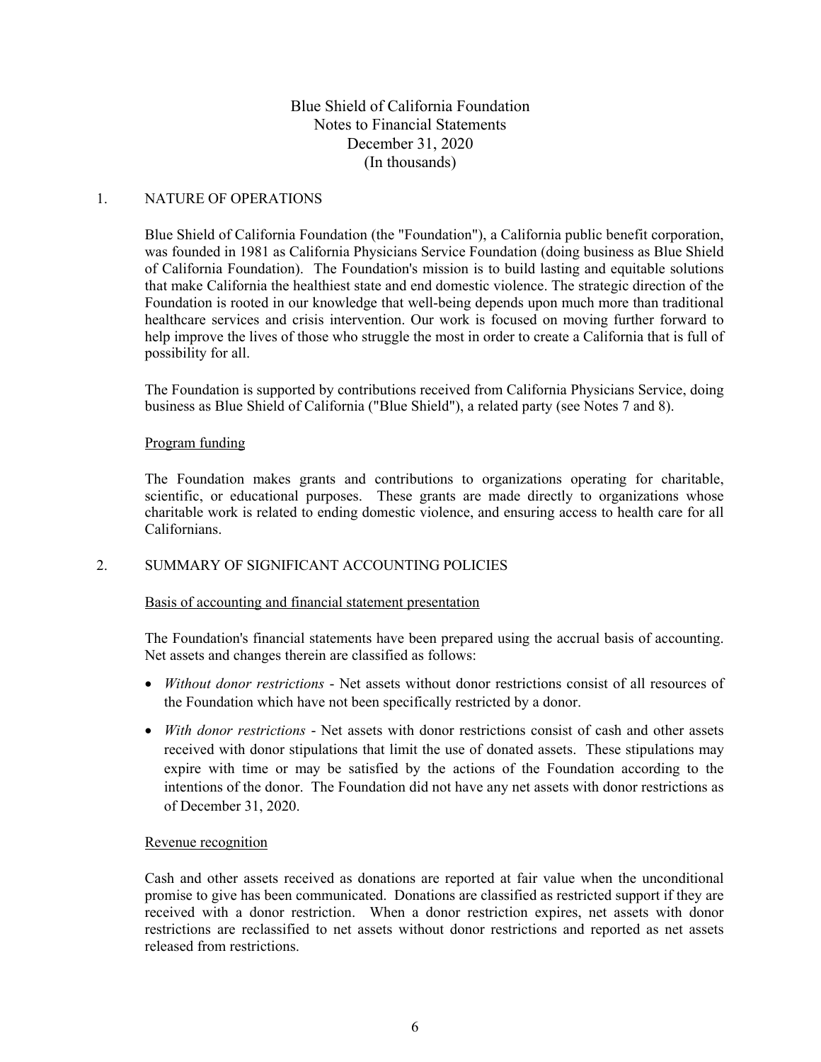# Blue Shield of California Foundation
## Notes to Financial Statements
## December 31, 2020
## (In thousands)

## 1. NATURE OF OPERATIONS

Blue Shield of California Foundation (the "Foundation"), a California public benefit corporation, was founded in 1981 as California Physicians Service Foundation (doing business as Blue Shield of California Foundation). The Foundation's mission is to build lasting and equitable solutions that make California the healthiest state and end domestic violence. The strategic direction of the Foundation is rooted in our knowledge that well-being depends upon much more than traditional healthcare services and crisis intervention. Our work is focused on moving further forward to help improve the lives of those who struggle the most in order to create a California that is full of possibility for all.

The Foundation is supported by contributions received from California Physicians Service, doing business as Blue Shield of California ("Blue Shield"), a related party (see Notes 7 and 8).

### Program funding

The Foundation makes grants and contributions to organizations operating for charitable, scientific, or educational purposes. These grants are made directly to organizations whose charitable work is related to ending domestic violence, and ensuring access to health care for all Californians.

## 2. SUMMARY OF SIGNIFICANT ACCOUNTING POLICIES

### Basis of accounting and financial statement presentation

The Foundation's financial statements have been prepared using the accrual basis of accounting. Net assets and changes therein are classified as follows:

- *Without donor restrictions* - Net assets without donor restrictions consist of all resources of the Foundation which have not been specifically restricted by a donor.
- *With donor restrictions* - Net assets with donor restrictions consist of cash and other assets received with donor stipulations that limit the use of donated assets. These stipulations may expire with time or may be satisfied by the actions of the Foundation according to the intentions of the donor. The Foundation did not have any net assets with donor restrictions as of December 31, 2020.

### Revenue recognition

Cash and other assets received as donations are reported at fair value when the unconditional promise to give has been communicated. Donations are classified as restricted support if they are received with a donor restriction. When a donor restriction expires, net assets with donor restrictions are reclassified to net assets without donor restrictions and reported as net assets released from restrictions.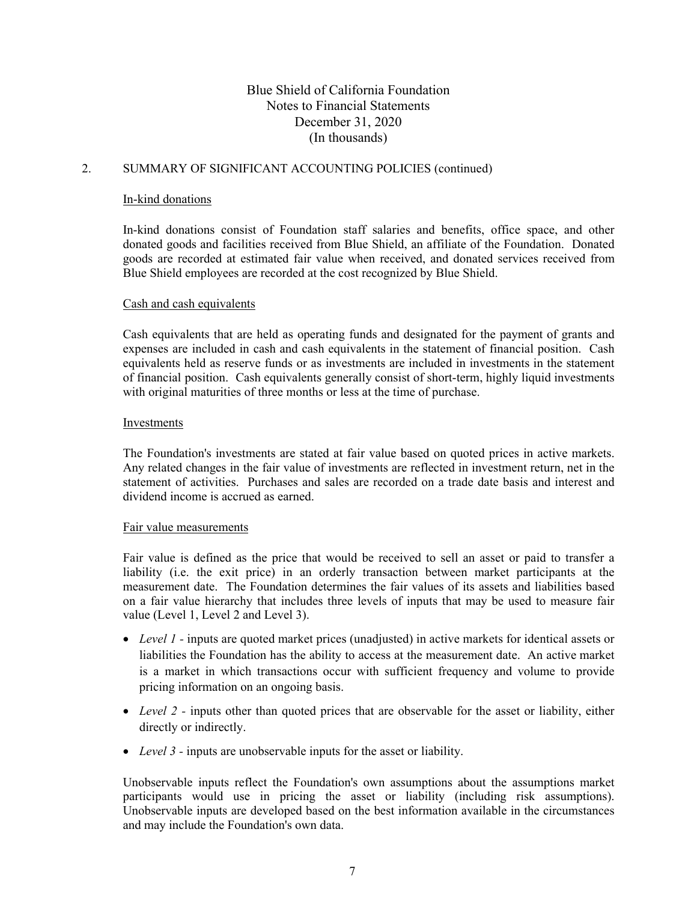## 2. SUMMARY OF SIGNIFICANT ACCOUNTING POLICIES (continued)

### In-kind donations

In-kind donations consist of Foundation staff salaries and benefits, office space, and other donated goods and facilities received from Blue Shield, an affiliate of the Foundation. Donated goods are recorded at estimated fair value when received, and donated services received from Blue Shield employees are recorded at the cost recognized by Blue Shield.

### Cash and cash equivalents

Cash equivalents that are held as operating funds and designated for the payment of grants and expenses are included in cash and cash equivalents in the statement of financial position. Cash equivalents held as reserve funds or as investments are included in investments in the statement of financial position. Cash equivalents generally consist of short-term, highly liquid investments with original maturities of three months or less at the time of purchase.

### Investments

The Foundation's investments are stated at fair value based on quoted prices in active markets. Any related changes in the fair value of investments are reflected in investment return, net in the statement of activities. Purchases and sales are recorded on a trade date basis and interest and dividend income is accrued as earned.

### Fair value measurements

Fair value is defined as the price that would be received to sell an asset or paid to transfer a liability (i.e. the exit price) in an orderly transaction between market participants at the measurement date. The Foundation determines the fair values of its assets and liabilities based on a fair value hierarchy that includes three levels of inputs that may be used to measure fair value (Level 1, Level 2 and Level 3).

- *Level 1* - inputs are quoted market prices (unadjusted) in active markets for identical assets or liabilities the Foundation has the ability to access at the measurement date. An active market is a market in which transactions occur with sufficient frequency and volume to provide pricing information on an ongoing basis.
- *Level 2* - inputs other than quoted prices that are observable for the asset or liability, either directly or indirectly.
- *Level 3* - inputs are unobservable inputs for the asset or liability.

Unobservable inputs reflect the Foundation's own assumptions about the assumptions market participants would use in pricing the asset or liability (including risk assumptions). Unobservable inputs are developed based on the best information available in the circumstances and may include the Foundation's own data.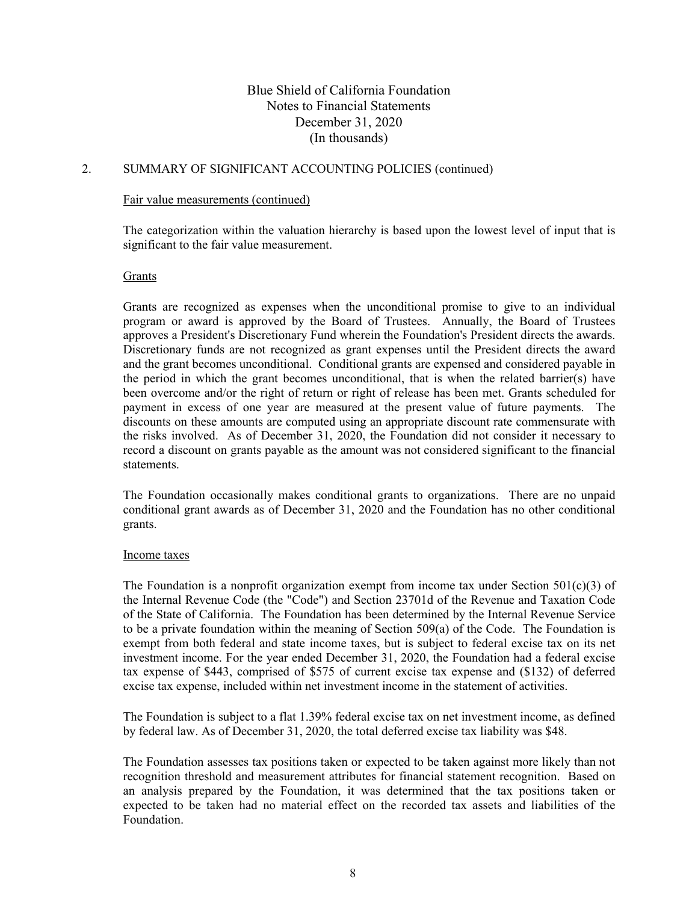Blue Shield of California Foundation
Notes to Financial Statements
December 31, 2020
(In thousands)

## 2. SUMMARY OF SIGNIFICANT ACCOUNTING POLICIES (continued)

### Fair value measurements (continued)

The categorization within the valuation hierarchy is based upon the lowest level of input that is significant to the fair value measurement.

### Grants

Grants are recognized as expenses when the unconditional promise to give to an individual program or award is approved by the Board of Trustees. Annually, the Board of Trustees approves a President's Discretionary Fund wherein the Foundation's President directs the awards. Discretionary funds are not recognized as grant expenses until the President directs the award and the grant becomes unconditional. Conditional grants are expensed and considered payable in the period in which the grant becomes unconditional, that is when the related barrier(s) have been overcome and/or the right of return or right of release has been met. Grants scheduled for payment in excess of one year are measured at the present value of future payments. The discounts on these amounts are computed using an appropriate discount rate commensurate with the risks involved. As of December 31, 2020, the Foundation did not consider it necessary to record a discount on grants payable as the amount was not considered significant to the financial statements.

The Foundation occasionally makes conditional grants to organizations. There are no unpaid conditional grant awards as of December 31, 2020 and the Foundation has no other conditional grants.

### Income taxes

The Foundation is a nonprofit organization exempt from income tax under Section 501(c)(3) of the Internal Revenue Code (the "Code") and Section 23701d of the Revenue and Taxation Code of the State of California. The Foundation has been determined by the Internal Revenue Service to be a private foundation within the meaning of Section 509(a) of the Code. The Foundation is exempt from both federal and state income taxes, but is subject to federal excise tax on its net investment income. For the year ended December 31, 2020, the Foundation had a federal excise tax expense of $443, comprised of $575 of current excise tax expense and ($132) of deferred excise tax expense, included within net investment income in the statement of activities.

The Foundation is subject to a flat 1.39% federal excise tax on net investment income, as defined by federal law. As of December 31, 2020, the total deferred excise tax liability was $48.

The Foundation assesses tax positions taken or expected to be taken against more likely than not recognition threshold and measurement attributes for financial statement recognition. Based on an analysis prepared by the Foundation, it was determined that the tax positions taken or expected to be taken had no material effect on the recorded tax assets and liabilities of the Foundation.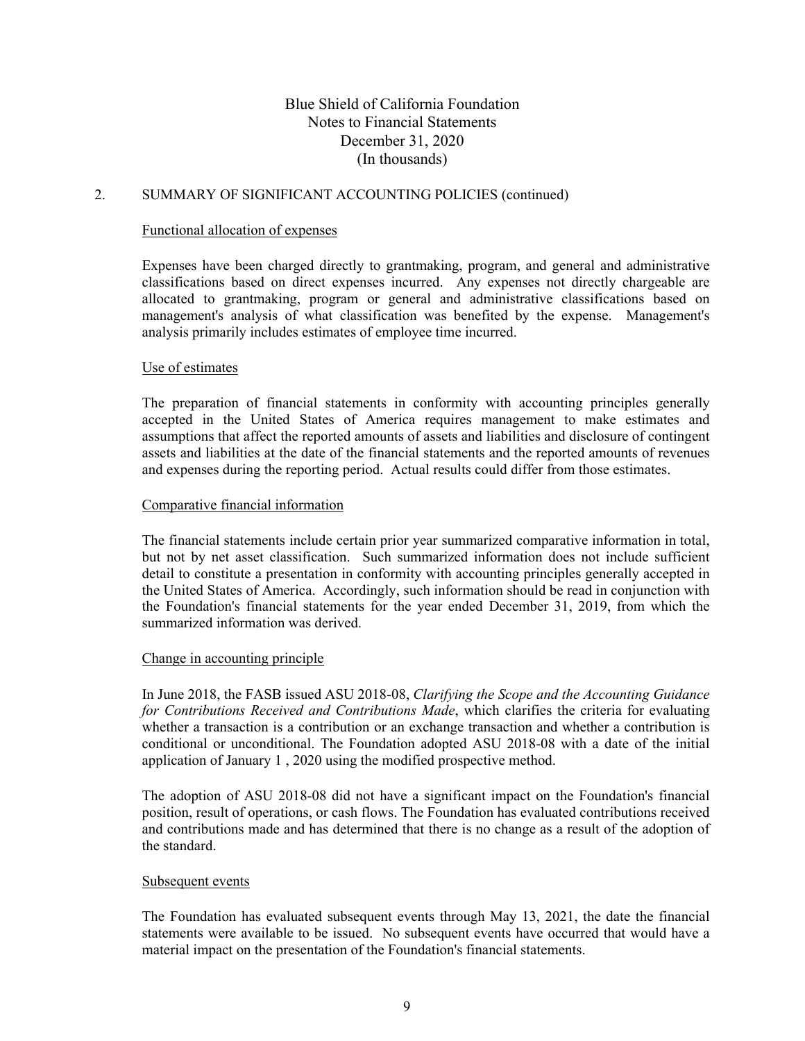## 2. SUMMARY OF SIGNIFICANT ACCOUNTING POLICIES (continued)

### Functional allocation of expenses

Expenses have been charged directly to grantmaking, program, and general and administrative classifications based on direct expenses incurred. Any expenses not directly chargeable are allocated to grantmaking, program or general and administrative classifications based on management's analysis of what classification was benefited by the expense. Management's analysis primarily includes estimates of employee time incurred.

### Use of estimates

The preparation of financial statements in conformity with accounting principles generally accepted in the United States of America requires management to make estimates and assumptions that affect the reported amounts of assets and liabilities and disclosure of contingent assets and liabilities at the date of the financial statements and the reported amounts of revenues and expenses during the reporting period. Actual results could differ from those estimates.

### Comparative financial information

The financial statements include certain prior year summarized comparative information in total, but not by net asset classification. Such summarized information does not include sufficient detail to constitute a presentation in conformity with accounting principles generally accepted in the United States of America. Accordingly, such information should be read in conjunction with the Foundation's financial statements for the year ended December 31, 2019, from which the summarized information was derived.

### Change in accounting principle

In June 2018, the FASB issued ASU 2018-08, *Clarifying the Scope and the Accounting Guidance for Contributions Received and Contributions Made*, which clarifies the criteria for evaluating whether a transaction is a contribution or an exchange transaction and whether a contribution is conditional or unconditional. The Foundation adopted ASU 2018-08 with a date of the initial application of January 1 , 2020 using the modified prospective method.

The adoption of ASU 2018-08 did not have a significant impact on the Foundation's financial position, result of operations, or cash flows. The Foundation has evaluated contributions received and contributions made and has determined that there is no change as a result of the adoption of the standard.

### Subsequent events

The Foundation has evaluated subsequent events through May 13, 2021, the date the financial statements were available to be issued. No subsequent events have occurred that would have a material impact on the presentation of the Foundation's financial statements.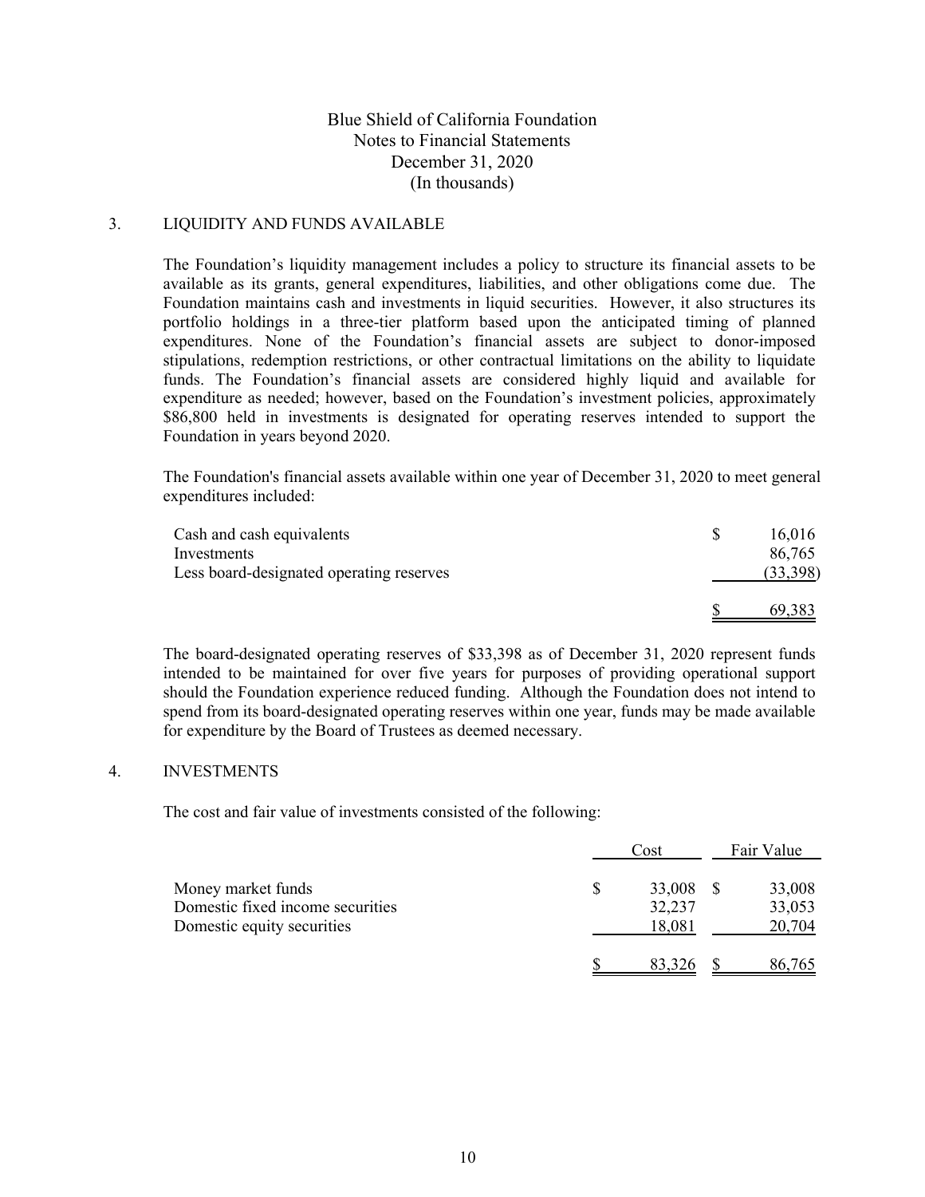Blue Shield of California Foundation
Notes to Financial Statements
December 31, 2020
(In thousands)

## 3. LIQUIDITY AND FUNDS AVAILABLE

The Foundation's liquidity management includes a policy to structure its financial assets to be available as its grants, general expenditures, liabilities, and other obligations come due. The Foundation maintains cash and investments in liquid securities. However, it also structures its portfolio holdings in a three-tier platform based upon the anticipated timing of planned expenditures. None of the Foundation's financial assets are subject to donor-imposed stipulations, redemption restrictions, or other contractual limitations on the ability to liquidate funds. The Foundation's financial assets are considered highly liquid and available for expenditure as needed; however, based on the Foundation's investment policies, approximately $86,800 held in investments is designated for operating reserves intended to support the Foundation in years beyond 2020.

The Foundation's financial assets available within one year of December 31, 2020 to meet general expenditures included:

| | |
|---|---|
| Cash and cash equivalents | $ 16,016 |
| Investments | 86,765 |
| Less board-designated operating reserves | (33,398) |
| | $ 69,383 |

The board-designated operating reserves of $33,398 as of December 31, 2020 represent funds intended to be maintained for over five years for purposes of providing operational support should the Foundation experience reduced funding. Although the Foundation does not intend to spend from its board-designated operating reserves within one year, funds may be made available for expenditure by the Board of Trustees as deemed necessary.

## 4. INVESTMENTS

The cost and fair value of investments consisted of the following:

| | Cost | Fair Value |
|---|---|---|
| Money market funds | $ 33,008 | $ 33,008 |
| Domestic fixed income securities | 32,237 | 33,053 |
| Domestic equity securities | 18,081 | 20,704 |
| | $ 83,326 | $ 86,765 |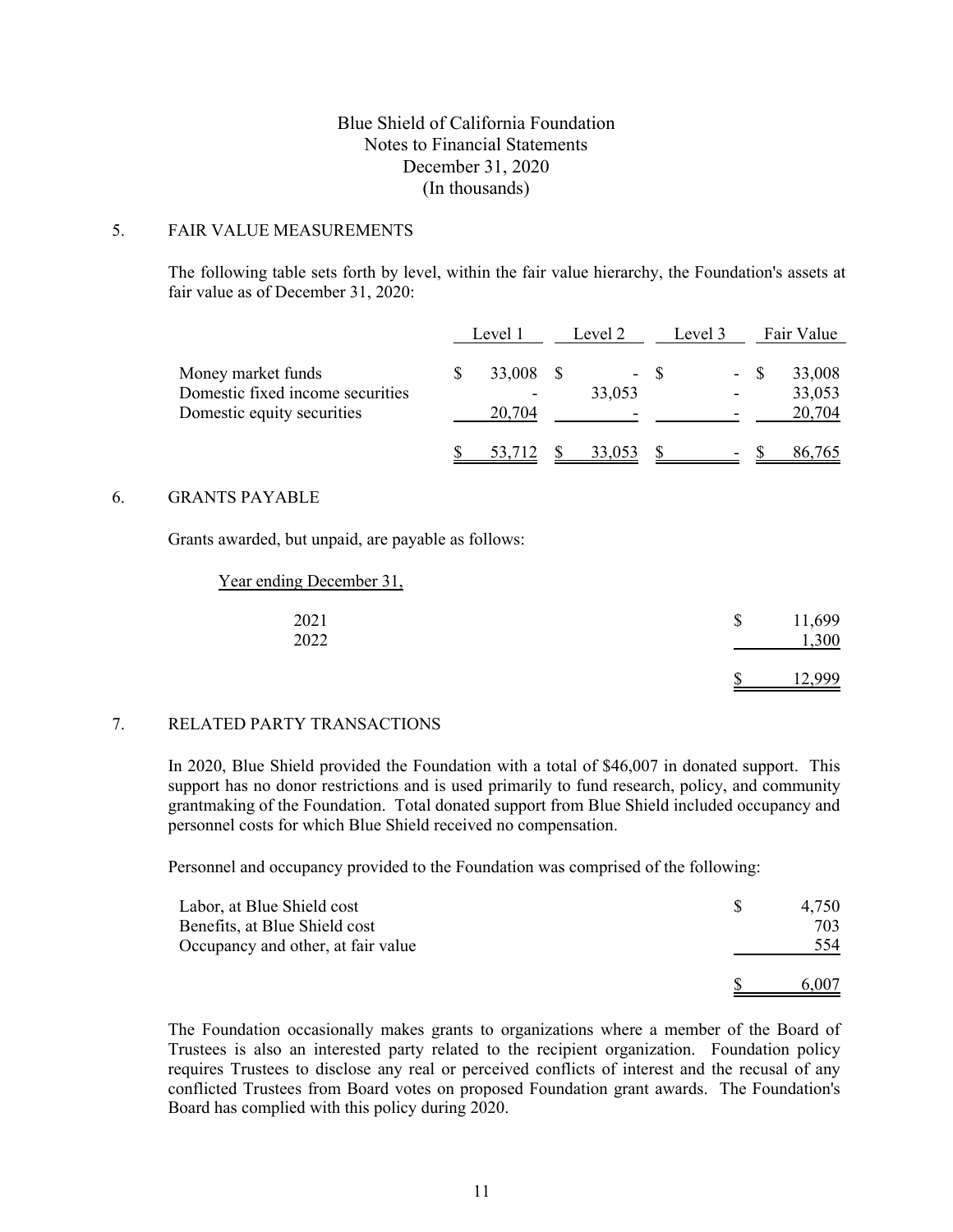Blue Shield of California Foundation
Notes to Financial Statements
December 31, 2020
(In thousands)

## 5. FAIR VALUE MEASUREMENTS

The following table sets forth by level, within the fair value hierarchy, the Foundation's assets at fair value as of December 31, 2020:

| | Level 1 | Level 2 | Level 3 | Fair Value |
|---|---|---|---|---|
| Money market funds | $ 33,008 | $ - | $ - | $ 33,008 |
| Domestic fixed income securities | - | 33,053 | - | 33,053 |
| Domestic equity securities | 20,704 | - | - | 20,704 |
| | $ 53,712 | $ 33,053 | $ - | $ 86,765 |

## 6. GRANTS PAYABLE

Grants awarded, but unpaid, are payable as follows:

| Year ending December 31, | |
|---|---|
| 2021 | $ 11,699 |
| 2022 | 1,300 |
| | $ 12,999 |

## 7. RELATED PARTY TRANSACTIONS

In 2020, Blue Shield provided the Foundation with a total of $46,007 in donated support. This support has no donor restrictions and is used primarily to fund research, policy, and community grantmaking of the Foundation. Total donated support from Blue Shield included occupancy and personnel costs for which Blue Shield received no compensation.

Personnel and occupancy provided to the Foundation was comprised of the following:

| | |
|---|---|
| Labor, at Blue Shield cost | $ 4,750 |
| Benefits, at Blue Shield cost | 703 |
| Occupancy and other, at fair value | 554 |
| | $ 6,007 |

The Foundation occasionally makes grants to organizations where a member of the Board of Trustees is also an interested party related to the recipient organization. Foundation policy requires Trustees to disclose any real or perceived conflicts of interest and the recusal of any conflicted Trustees from Board votes on proposed Foundation grant awards. The Foundation's Board has complied with this policy during 2020.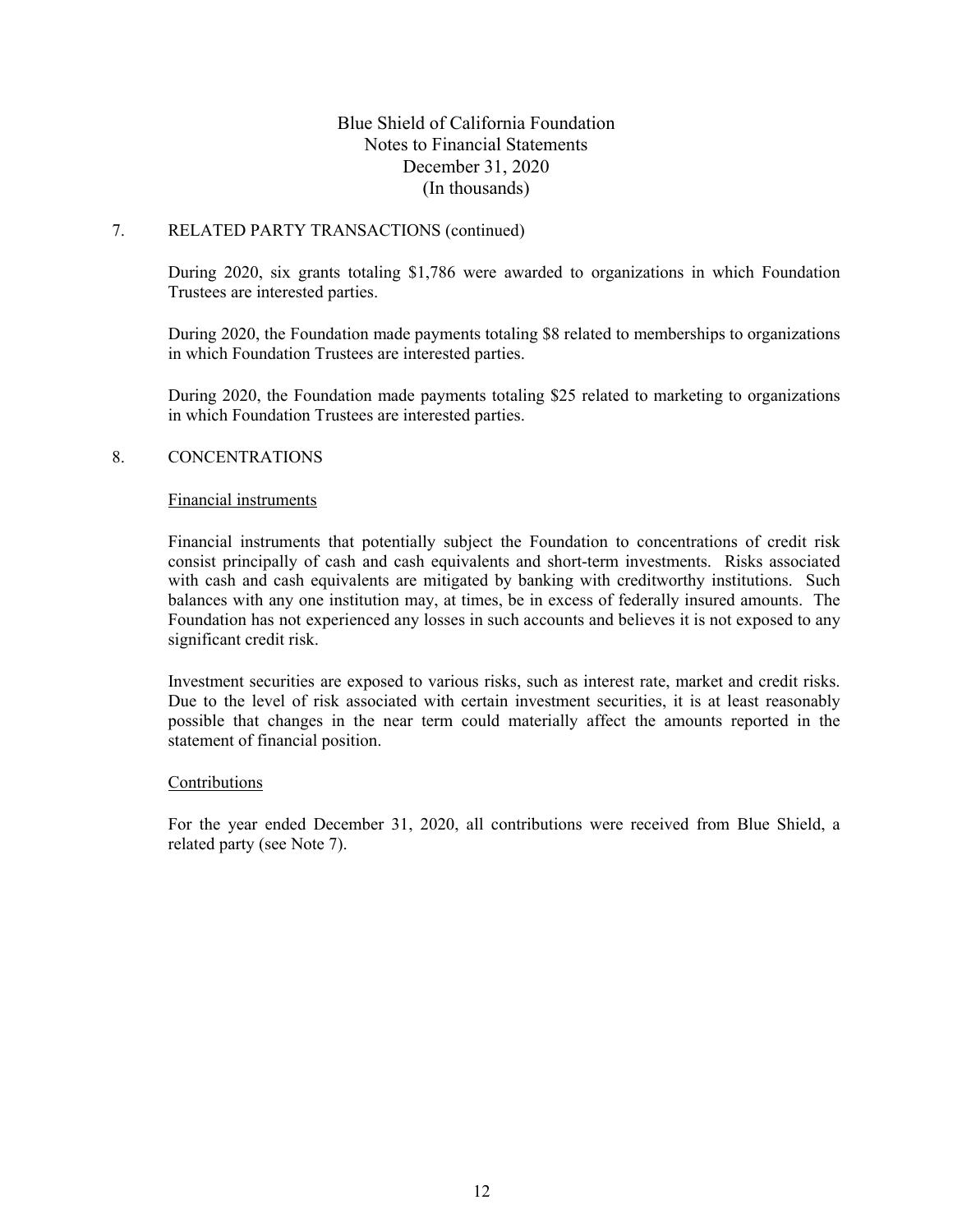# Blue Shield of California Foundation
## Notes to Financial Statements
### December 31, 2020
### (In thousands)

7. RELATED PARTY TRANSACTIONS (continued)

During 2020, six grants totaling $1,786 were awarded to organizations in which Foundation Trustees are interested parties.

During 2020, the Foundation made payments totaling $8 related to memberships to organizations in which Foundation Trustees are interested parties.

During 2020, the Foundation made payments totaling $25 related to marketing to organizations in which Foundation Trustees are interested parties.

8. CONCENTRATIONS

Financial instruments

Financial instruments that potentially subject the Foundation to concentrations of credit risk consist principally of cash and cash equivalents and short-term investments. Risks associated with cash and cash equivalents are mitigated by banking with creditworthy institutions. Such balances with any one institution may, at times, be in excess of federally insured amounts. The Foundation has not experienced any losses in such accounts and believes it is not exposed to any significant credit risk.

Investment securities are exposed to various risks, such as interest rate, market and credit risks. Due to the level of risk associated with certain investment securities, it is at least reasonably possible that changes in the near term could materially affect the amounts reported in the statement of financial position.

Contributions

For the year ended December 31, 2020, all contributions were received from Blue Shield, a related party (see Note 7).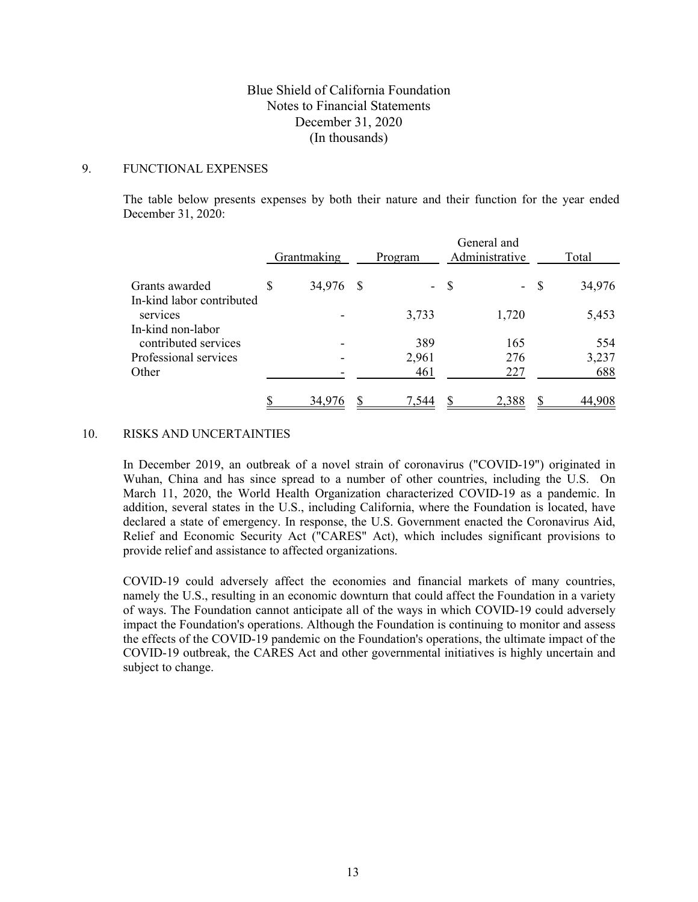Blue Shield of California Foundation
Notes to Financial Statements
December 31, 2020
(In thousands)

## 9. FUNCTIONAL EXPENSES

The table below presents expenses by both their nature and their function for the year ended December 31, 2020:

| | Grantmaking | Program | General and Administrative | Total |
|---|---|---|---|---|
| Grants awarded | $ 34,976 | $ - | $ - | $ 34,976 |
| In-kind labor contributed services | - | 3,733 | 1,720 | 5,453 |
| In-kind non-labor contributed services | - | 389 | 165 | 554 |
| Professional services | - | 2,961 | 276 | 3,237 |
| Other | - | 461 | 227 | 688 |
| | $ 34,976 | $ 7,544 | $ 2,388 | $ 44,908 |

## 10. RISKS AND UNCERTAINTIES

In December 2019, an outbreak of a novel strain of coronavirus ("COVID-19") originated in Wuhan, China and has since spread to a number of other countries, including the U.S. On March 11, 2020, the World Health Organization characterized COVID-19 as a pandemic. In addition, several states in the U.S., including California, where the Foundation is located, have declared a state of emergency. In response, the U.S. Government enacted the Coronavirus Aid, Relief and Economic Security Act ("CARES" Act), which includes significant provisions to provide relief and assistance to affected organizations.

COVID-19 could adversely affect the economies and financial markets of many countries, namely the U.S., resulting in an economic downturn that could affect the Foundation in a variety of ways. The Foundation cannot anticipate all of the ways in which COVID-19 could adversely impact the Foundation's operations. Although the Foundation is continuing to monitor and assess the effects of the COVID-19 pandemic on the Foundation's operations, the ultimate impact of the COVID-19 outbreak, the CARES Act and other governmental initiatives is highly uncertain and subject to change.